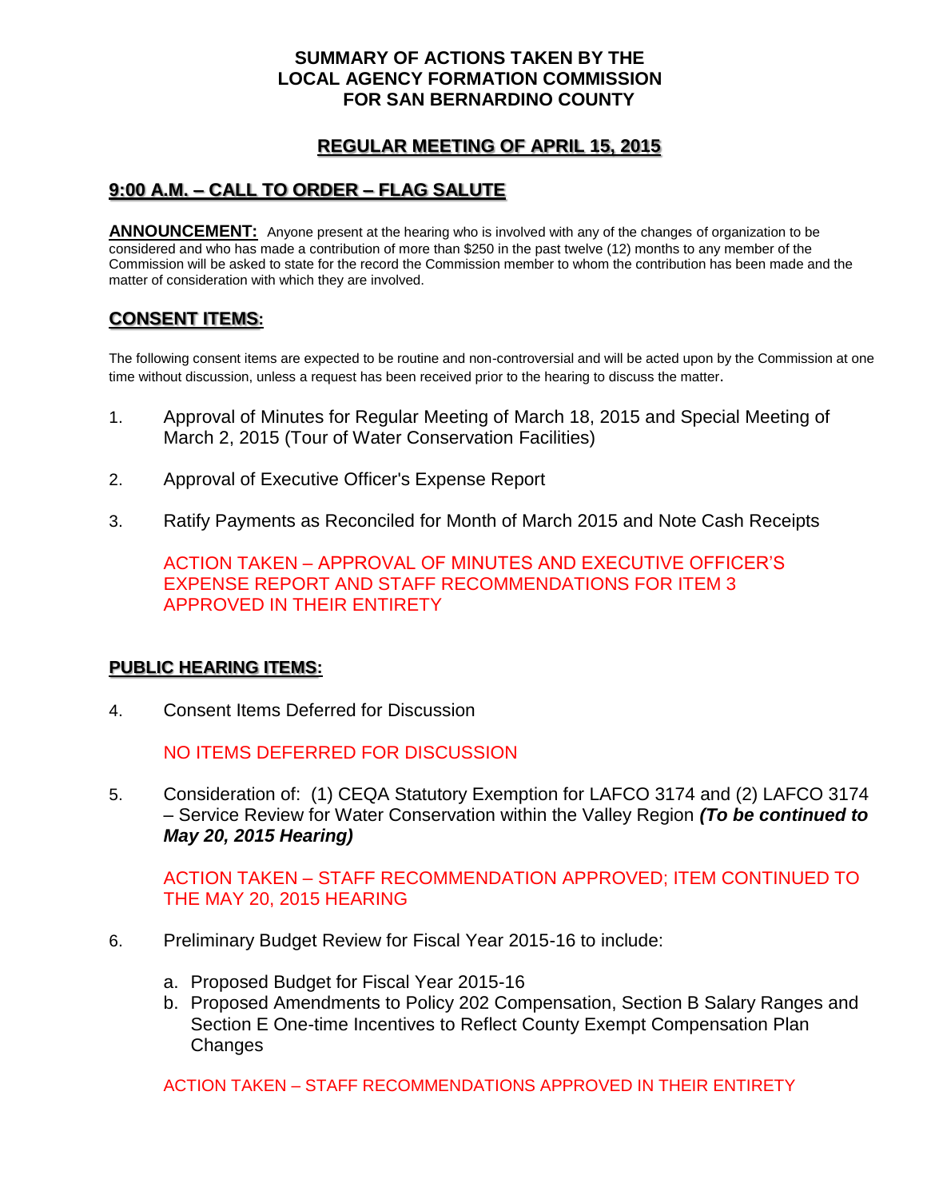# SUMMARY OF ACTIONS TAKEN BY THE LOCAL AGENCY FORMATION COMMISSION FOR SAN BERNARDINO COUNTY

## REGULAR MEETING OF APRIL 15, 2015

## 9:00 A.M. – CALL TO ORDER – FLAG SALUTE

**ANNOUNCEMENT:** Anyone present at the hearing who is involved with any of the changes of organization to be considered and who has made a contribution of more than $250 in the past twelve (12) months to any member of the Commission will be asked to state for the record the Commission member to whom the contribution has been made and the matter of consideration with which they are involved.

## CONSENT ITEMS:

The following consent items are expected to be routine and non-controversial and will be acted upon by the Commission at one time without discussion, unless a request has been received prior to the hearing to discuss the matter.

1. Approval of Minutes for Regular Meeting of March 18, 2015 and Special Meeting of March 2, 2015 (Tour of Water Conservation Facilities)

2. Approval of Executive Officer's Expense Report

3. Ratify Payments as Reconciled for Month of March 2015 and Note Cash Receipts

   ACTION TAKEN – APPROVAL OF MINUTES AND EXECUTIVE OFFICER'S EXPENSE REPORT AND STAFF RECOMMENDATIONS FOR ITEM 3 APPROVED IN THEIR ENTIRETY

## PUBLIC HEARING ITEMS:

4. Consent Items Deferred for Discussion

   NO ITEMS DEFERRED FOR DISCUSSION

5. Consideration of: (1) CEQA Statutory Exemption for LAFCO 3174 and (2) LAFCO 3174 – Service Review for Water Conservation within the Valley Region ***(To be continued to May 20, 2015 Hearing)***

   ACTION TAKEN – STAFF RECOMMENDATION APPROVED; ITEM CONTINUED TO THE MAY 20, 2015 HEARING

6. Preliminary Budget Review for Fiscal Year 2015-16 to include:

   a. Proposed Budget for Fiscal Year 2015-16
   b. Proposed Amendments to Policy 202 Compensation, Section B Salary Ranges and Section E One-time Incentives to Reflect County Exempt Compensation Plan Changes

   ACTION TAKEN – STAFF RECOMMENDATIONS APPROVED IN THEIR ENTIRETY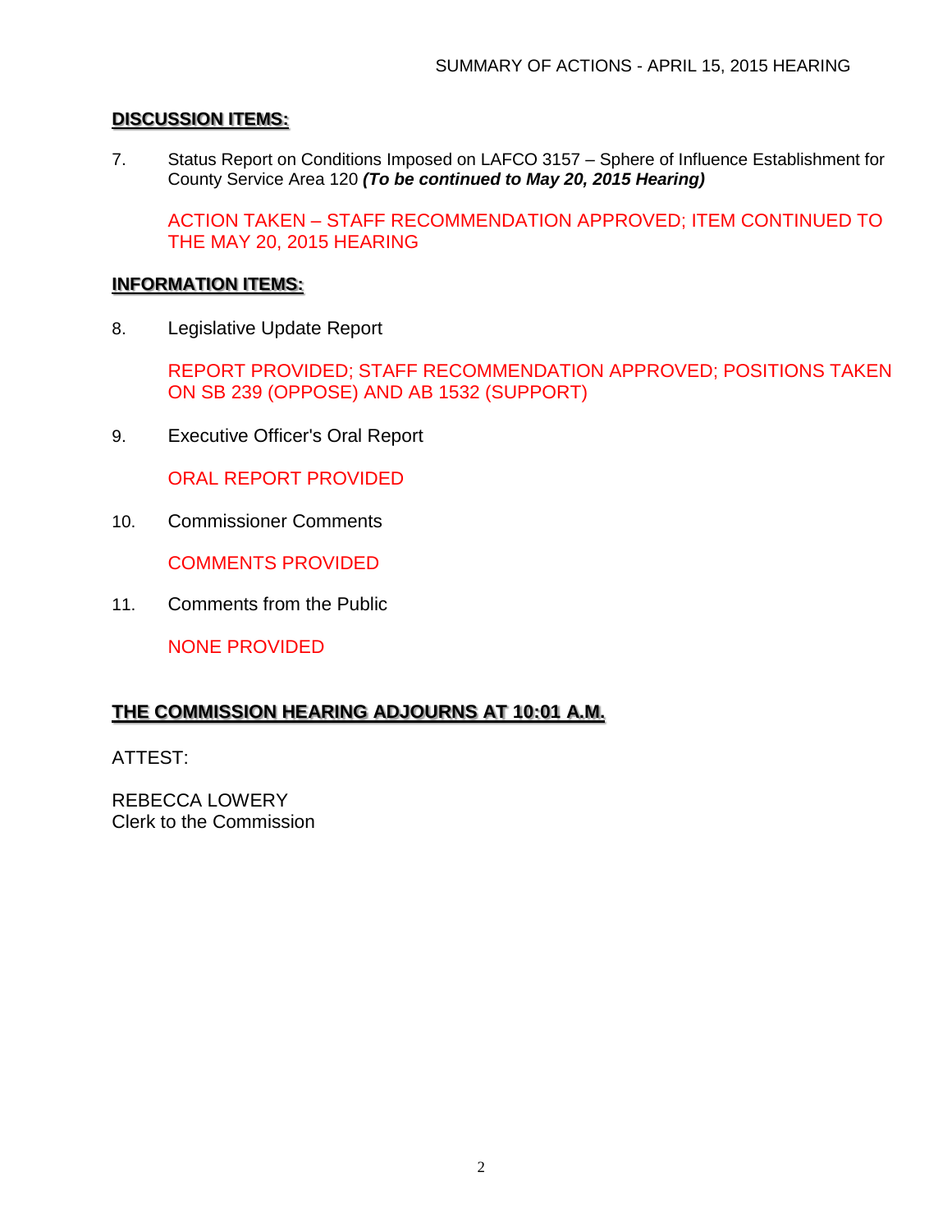## DISCUSSION ITEMS:

7. Status Report on Conditions Imposed on LAFCO 3157 – Sphere of Influence Establishment for County Service Area 120 ***(To be continued to May 20, 2015 Hearing)***

   ACTION TAKEN – STAFF RECOMMENDATION APPROVED; ITEM CONTINUED TO THE MAY 20, 2015 HEARING

## INFORMATION ITEMS:

8. Legislative Update Report

   REPORT PROVIDED; STAFF RECOMMENDATION APPROVED; POSITIONS TAKEN ON SB 239 (OPPOSE) AND AB 1532 (SUPPORT)

9. Executive Officer's Oral Report

   ORAL REPORT PROVIDED

10. Commissioner Comments

    COMMENTS PROVIDED

11. Comments from the Public

    NONE PROVIDED

## THE COMMISSION HEARING ADJOURNS AT 10:01 A.M.

ATTEST:

REBECCA LOWERY
Clerk to the Commission